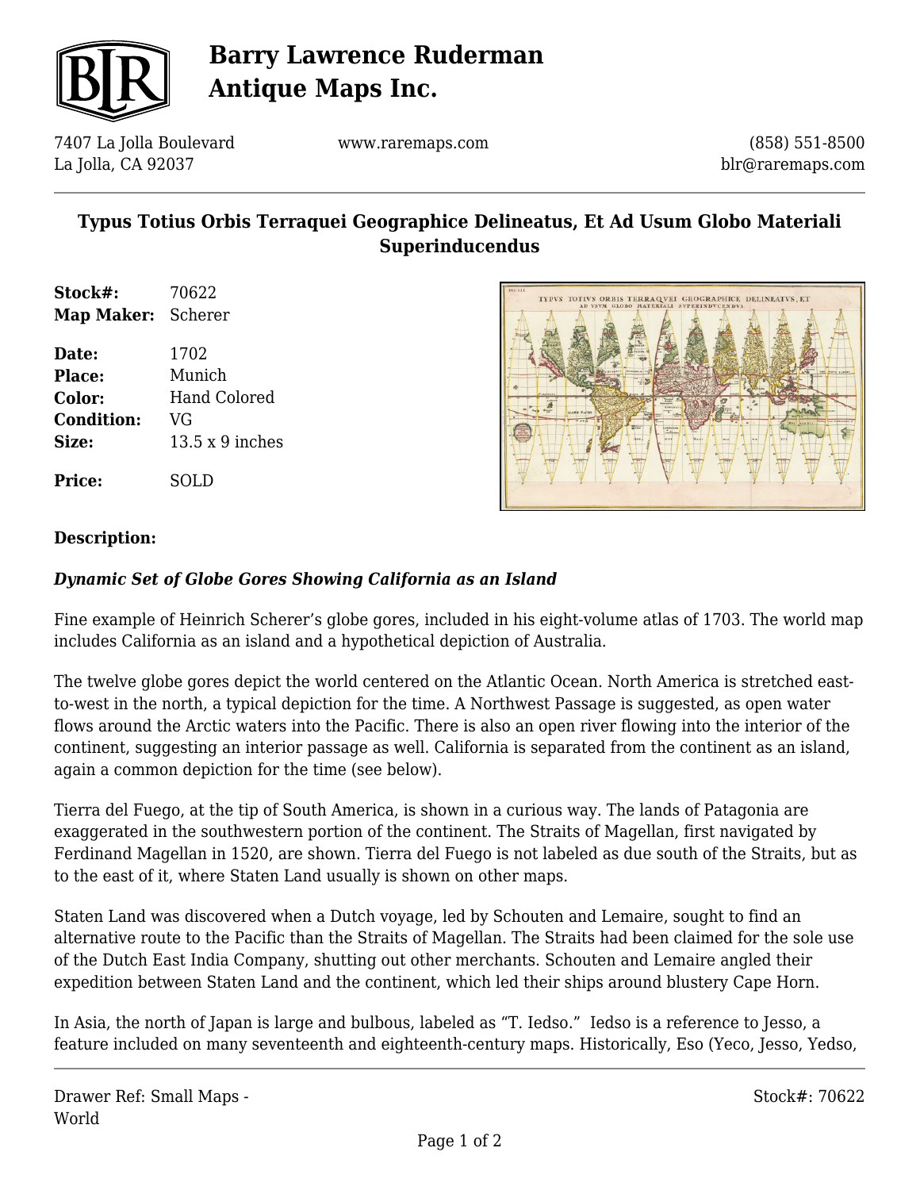# Barry Lawrence Ruderman Antique Maps Inc.

7407 La Jolla Boulevard
La Jolla, CA 92037

www.raremaps.com

(858) 551-8500
blr@raremaps.com

## Typus Totius Orbis Terraquei Geographice Delineatus, Et Ad Usum Globo Materiali Superinducendus

**Stock#:** 70622
**Map Maker:** Scherer

**Date:** 1702
**Place:** Munich
**Color:** Hand Colored
**Condition:** VG
**Size:** 13.5 x 9 inches

**Price:** SOLD

### Description:

***Dynamic Set of Globe Gores Showing California as an Island***

Fine example of Heinrich Scherer's globe gores, included in his eight-volume atlas of 1703. The world map includes California as an island and a hypothetical depiction of Australia.

The twelve globe gores depict the world centered on the Atlantic Ocean. North America is stretched east-to-west in the north, a typical depiction for the time. A Northwest Passage is suggested, as open water flows around the Arctic waters into the Pacific. There is also an open river flowing into the interior of the continent, suggesting an interior passage as well. California is separated from the continent as an island, again a common depiction for the time (see below).

Tierra del Fuego, at the tip of South America, is shown in a curious way. The lands of Patagonia are exaggerated in the southwestern portion of the continent. The Straits of Magellan, first navigated by Ferdinand Magellan in 1520, are shown. Tierra del Fuego is not labeled as due south of the Straits, but as to the east of it, where Staten Land usually is shown on other maps.

Staten Land was discovered when a Dutch voyage, led by Schouten and Lemaire, sought to find an alternative route to the Pacific than the Straits of Magellan. The Straits had been claimed for the sole use of the Dutch East India Company, shutting out other merchants. Schouten and Lemaire angled their expedition between Staten Land and the continent, which led their ships around blustery Cape Horn.

In Asia, the north of Japan is large and bulbous, labeled as "T. Iedso." Iedso is a reference to Jesso, a feature included on many seventeenth and eighteenth-century maps. Historically, Eso (Yeco, Jesso, Yedso,

Drawer Ref: Small Maps - World

Stock#: 70622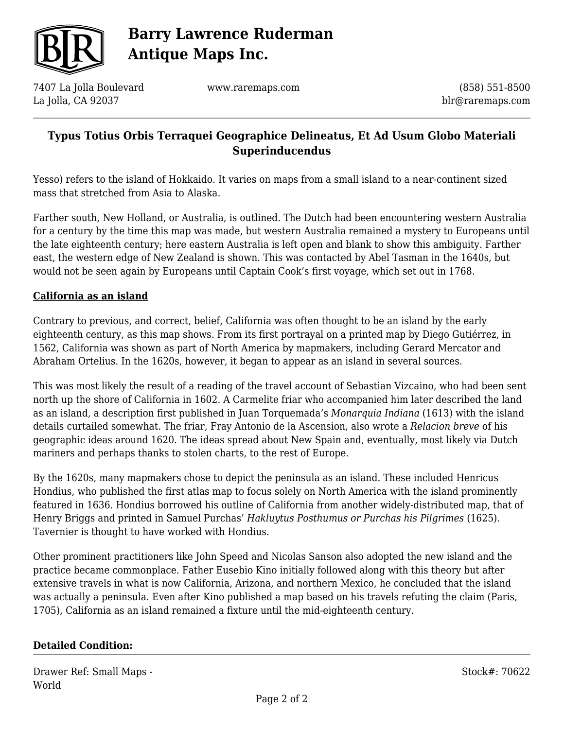Yesso) refers to the island of Hokkaido. It varies on maps from a small island to a near-continent sized mass that stretched from Asia to Alaska.

Farther south, New Holland, or Australia, is outlined. The Dutch had been encountering western Australia for a century by the time this map was made, but western Australia remained a mystery to Europeans until the late eighteenth century; here eastern Australia is left open and blank to show this ambiguity. Farther east, the western edge of New Zealand is shown. This was contacted by Abel Tasman in the 1640s, but would not be seen again by Europeans until Captain Cook's first voyage, which set out in 1768.

**California as an island**

Contrary to previous, and correct, belief, California was often thought to be an island by the early eighteenth century, as this map shows. From its first portrayal on a printed map by Diego Gutiérrez, in 1562, California was shown as part of North America by mapmakers, including Gerard Mercator and Abraham Ortelius. In the 1620s, however, it began to appear as an island in several sources.

This was most likely the result of a reading of the travel account of Sebastian Vizcaino, who had been sent north up the shore of California in 1602. A Carmelite friar who accompanied him later described the land as an island, a description first published in Juan Torquemada's *Monarquia Indiana* (1613) with the island details curtailed somewhat. The friar, Fray Antonio de la Ascension, also wrote a *Relacion breve* of his geographic ideas around 1620. The ideas spread about New Spain and, eventually, most likely via Dutch mariners and perhaps thanks to stolen charts, to the rest of Europe.

By the 1620s, many mapmakers chose to depict the peninsula as an island. These included Henricus Hondius, who published the first atlas map to focus solely on North America with the island prominently featured in 1636. Hondius borrowed his outline of California from another widely-distributed map, that of Henry Briggs and printed in Samuel Purchas' *Hakluytus Posthumus or Purchas his Pilgrimes* (1625). Tavernier is thought to have worked with Hondius.

Other prominent practitioners like John Speed and Nicolas Sanson also adopted the new island and the practice became commonplace. Father Eusebio Kino initially followed along with this theory but after extensive travels in what is now California, Arizona, and northern Mexico, he concluded that the island was actually a peninsula. Even after Kino published a map based on his travels refuting the claim (Paris, 1705), California as an island remained a fixture until the mid-eighteenth century.

**Detailed Condition:**

Drawer Ref: Small Maps - World

Stock#: 70622